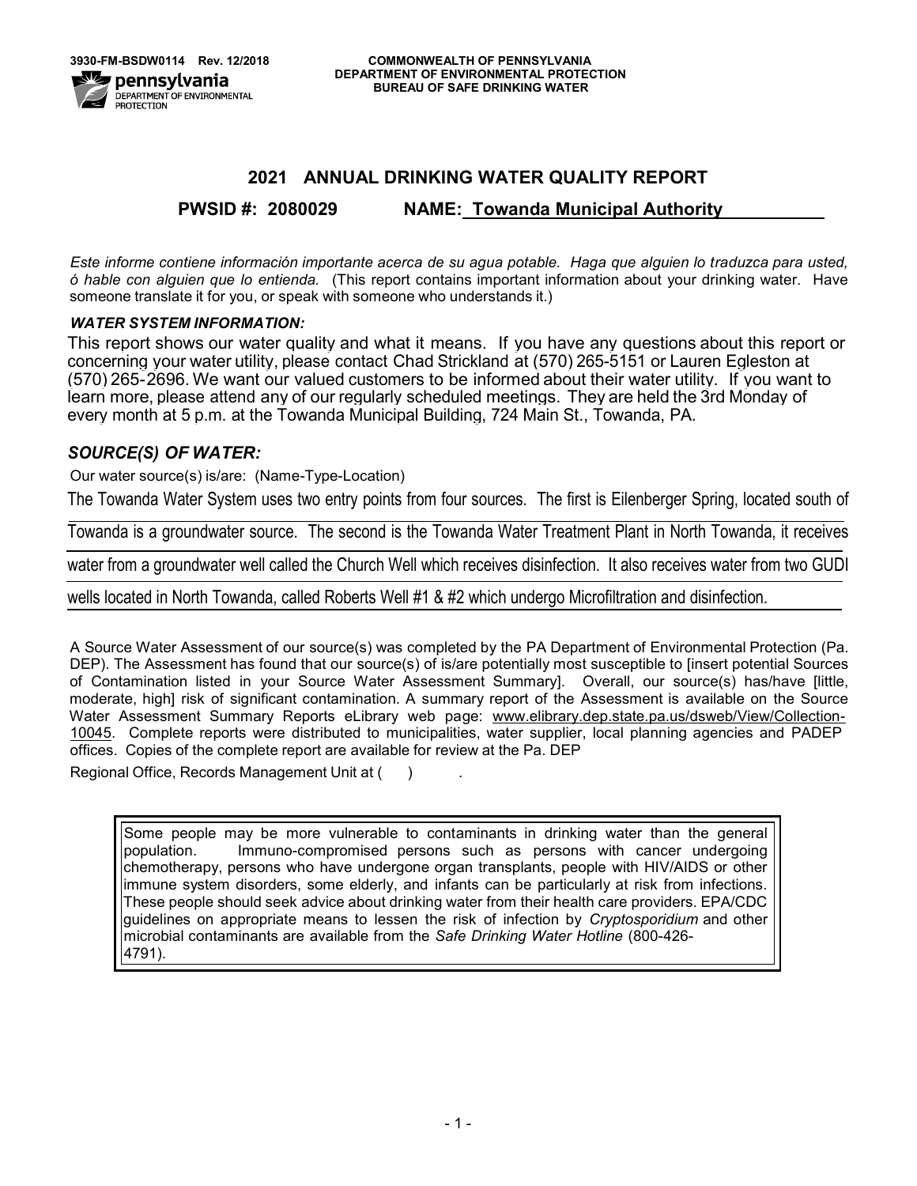3930-FM-BSDW0114 Rev. 12/2018

COMMONWEALTH OF PENNSYLVANIA
DEPARTMENT OF ENVIRONMENTAL PROTECTION
BUREAU OF SAFE DRINKING WATER

# 2021 ANNUAL DRINKING WATER QUALITY REPORT

## PWSID #: 2080029 NAME: Towanda Municipal Authority

*Este informe contiene información importante acerca de su agua potable. Haga que alguien lo traduzca para usted, ó hable con alguien que lo entienda.* (This report contains important information about your drinking water. Have someone translate it for you, or speak with someone who understands it.)

### *WATER SYSTEM INFORMATION:*

This report shows our water quality and what it means. If you have any questions about this report or concerning your water utility, please contact Chad Strickland at (570) 265-5151 or Lauren Egleston at (570) 265-2696. We want our valued customers to be informed about their water utility. If you want to learn more, please attend any of our regularly scheduled meetings. They are held the 3rd Monday of every month at 5 p.m. at the Towanda Municipal Building, 724 Main St., Towanda, PA.

### *SOURCE(S) OF WATER:*

Our water source(s) is/are: (Name-Type-Location)

The Towanda Water System uses two entry points from four sources. The first is Eilenberger Spring, located south of Towanda is a groundwater source. The second is the Towanda Water Treatment Plant in North Towanda, it receives water from a groundwater well called the Church Well which receives disinfection. It also receives water from two GUDI wells located in North Towanda, called Roberts Well #1 & #2 which undergo Microfiltration and disinfection.

A Source Water Assessment of our source(s) was completed by the PA Department of Environmental Protection (Pa. DEP). The Assessment has found that our source(s) of is/are potentially most susceptible to [insert potential Sources of Contamination listed in your Source Water Assessment Summary]. Overall, our source(s) has/have [little, moderate, high] risk of significant contamination. A summary report of the Assessment is available on the Source Water Assessment Summary Reports eLibrary web page: www.elibrary.dep.state.pa.us/dsweb/View/Collection-10045. Complete reports were distributed to municipalities, water supplier, local planning agencies and PADEP offices. Copies of the complete report are available for review at the Pa. DEP Regional Office, Records Management Unit at ( ) .

> Some people may be more vulnerable to contaminants in drinking water than the general population. Immuno-compromised persons such as persons with cancer undergoing chemotherapy, persons who have undergone organ transplants, people with HIV/AIDS or other immune system disorders, some elderly, and infants can be particularly at risk from infections. These people should seek advice about drinking water from their health care providers. EPA/CDC guidelines on appropriate means to lessen the risk of infection by *Cryptosporidium* and other microbial contaminants are available from the *Safe Drinking Water Hotline* (800-426-4791).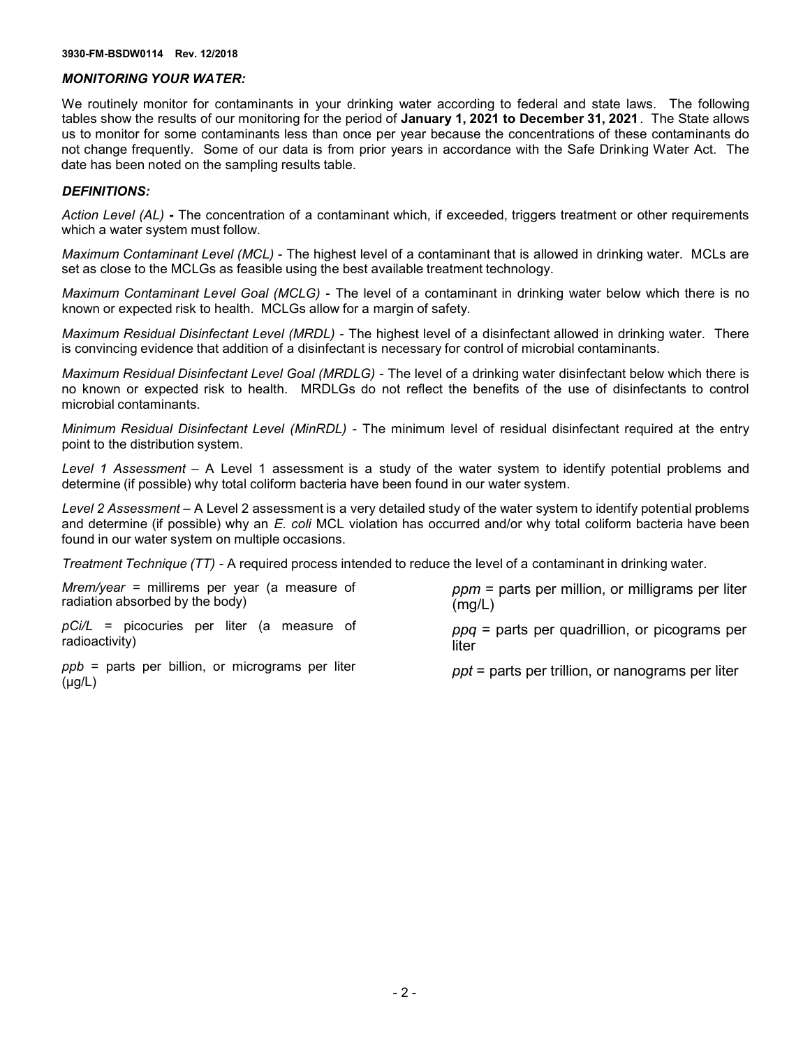### *MONITORING YOUR WATER:*

We routinely monitor for contaminants in your drinking water according to federal and state laws. The following tables show the results of our monitoring for the period of **January 1, 2021 to December 31, 2021**. The State allows us to monitor for some contaminants less than once per year because the concentrations of these contaminants do not change frequently. Some of our data is from prior years in accordance with the Safe Drinking Water Act. The date has been noted on the sampling results table.

### *DEFINITIONS:*

*Action Level (AL)* **-** The concentration of a contaminant which, if exceeded, triggers treatment or other requirements which a water system must follow.

*Maximum Contaminant Level (MCL)* - The highest level of a contaminant that is allowed in drinking water. MCLs are set as close to the MCLGs as feasible using the best available treatment technology.

*Maximum Contaminant Level Goal (MCLG)* - The level of a contaminant in drinking water below which there is no known or expected risk to health. MCLGs allow for a margin of safety.

*Maximum Residual Disinfectant Level (MRDL)* - The highest level of a disinfectant allowed in drinking water. There is convincing evidence that addition of a disinfectant is necessary for control of microbial contaminants.

*Maximum Residual Disinfectant Level Goal (MRDLG)* - The level of a drinking water disinfectant below which there is no known or expected risk to health. MRDLGs do not reflect the benefits of the use of disinfectants to control microbial contaminants.

*Minimum Residual Disinfectant Level (MinRDL)* - The minimum level of residual disinfectant required at the entry point to the distribution system.

*Level 1 Assessment* – A Level 1 assessment is a study of the water system to identify potential problems and determine (if possible) why total coliform bacteria have been found in our water system.

*Level 2 Assessment* – A Level 2 assessment is a very detailed study of the water system to identify potential problems and determine (if possible) why an *E. coli* MCL violation has occurred and/or why total coliform bacteria have been found in our water system on multiple occasions.

*Treatment Technique (TT)* - A required process intended to reduce the level of a contaminant in drinking water.

*Mrem/year* = millirems per year (a measure of radiation absorbed by the body)

*pCi/L* = picocuries per liter (a measure of radioactivity)

*ppb* = parts per billion, or micrograms per liter (μg/L)

*ppm* = parts per million, or milligrams per liter (mg/L)

*ppq* = parts per quadrillion, or picograms per liter

*ppt* = parts per trillion, or nanograms per liter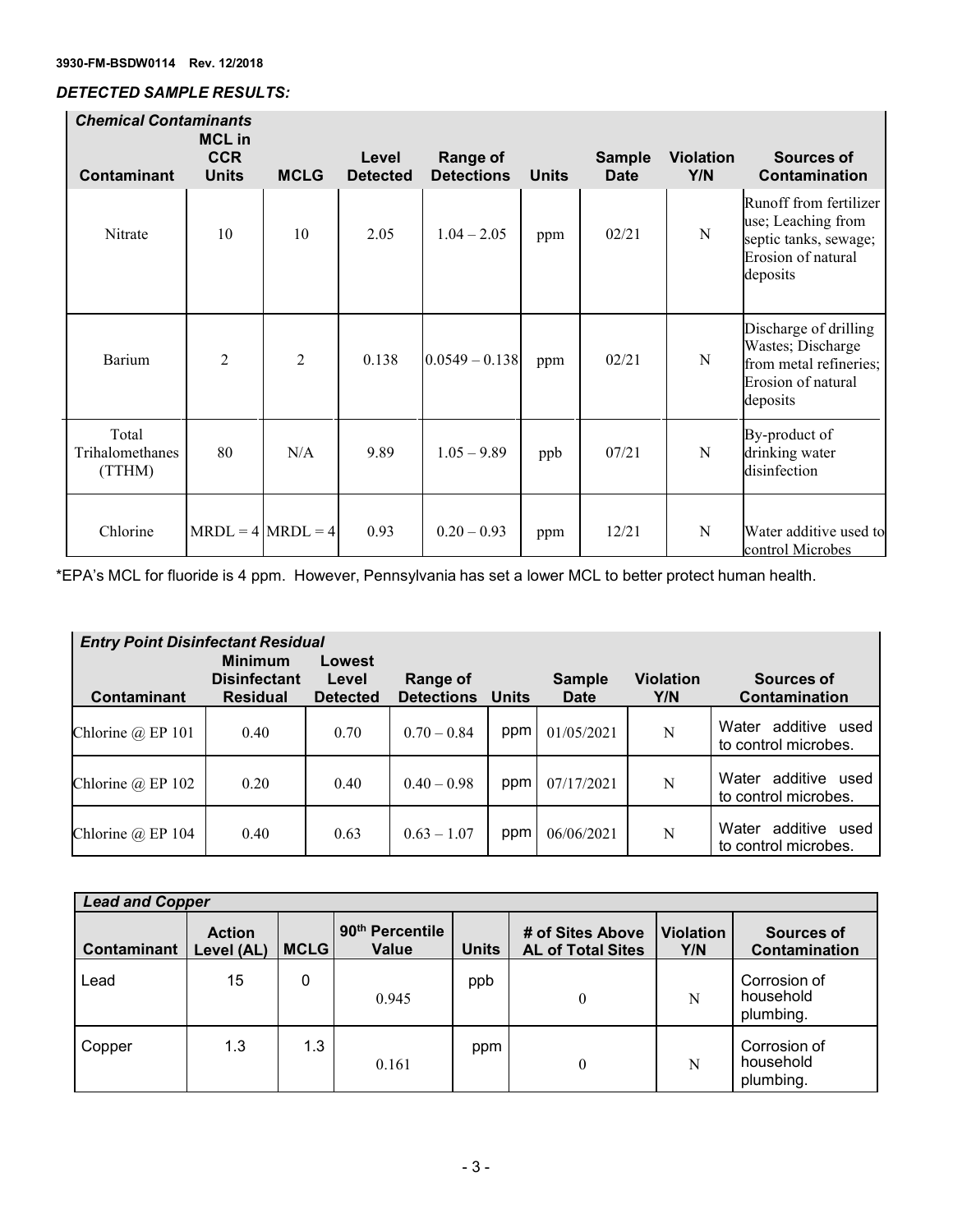3930-FM-BSDW0114 Rev. 12/2018

***DETECTED SAMPLE RESULTS:***

| *Chemical Contaminants* | | | | | | | | |
|---|---|---|---|---|---|---|---|---|
| **Contaminant** | **MCL in CCR Units** | **MCLG** | **Level Detected** | **Range of Detections** | **Units** | **Sample Date** | **Violation Y/N** | **Sources of Contamination** |
| Nitrate | 10 | 10 | 2.05 | 1.04 – 2.05 | ppm | 02/21 | N | Runoff from fertilizer use; Leaching from septic tanks, sewage; Erosion of natural deposits |
| Barium | 2 | 2 | 0.138 | 0.0549 – 0.138 | ppm | 02/21 | N | Discharge of drilling Wastes; Discharge from metal refineries; Erosion of natural deposits |
| Total Trihalomethanes (TTHM) | 80 | N/A | 9.89 | 1.05 – 9.89 | ppb | 07/21 | N | By-product of drinking water disinfection |
| Chlorine | MRDL = 4 | MRDL = 4 | 0.93 | 0.20 – 0.93 | ppm | 12/21 | N | Water additive used to control Microbes |

*EPA's MCL for fluoride is 4 ppm. However, Pennsylvania has set a lower MCL to better protect human health.

| *Entry Point Disinfectant Residual* | | | | | | | |
|---|---|---|---|---|---|---|---|
| **Contaminant** | **Minimum Disinfectant Residual** | **Lowest Level Detected** | **Range of Detections** | **Units** | **Sample Date** | **Violation Y/N** | **Sources of Contamination** |
| Chlorine @ EP 101 | 0.40 | 0.70 | 0.70 – 0.84 | ppm | 01/05/2021 | N | Water additive used to control microbes. |
| Chlorine @ EP 102 | 0.20 | 0.40 | 0.40 – 0.98 | ppm | 07/17/2021 | N | Water additive used to control microbes. |
| Chlorine @ EP 104 | 0.40 | 0.63 | 0.63 – 1.07 | ppm | 06/06/2021 | N | Water additive used to control microbes. |

| *Lead and Copper* | | | | | | | |
|---|---|---|---|---|---|---|---|
| **Contaminant** | **Action Level (AL)** | **MCLG** | **90th Percentile Value** | **Units** | **# of Sites Above AL of Total Sites** | **Violation Y/N** | **Sources of Contamination** |
| Lead | 15 | 0 | 0.945 | ppb | 0 | N | Corrosion of household plumbing. |
| Copper | 1.3 | 1.3 | 0.161 | ppm | 0 | N | Corrosion of household plumbing. |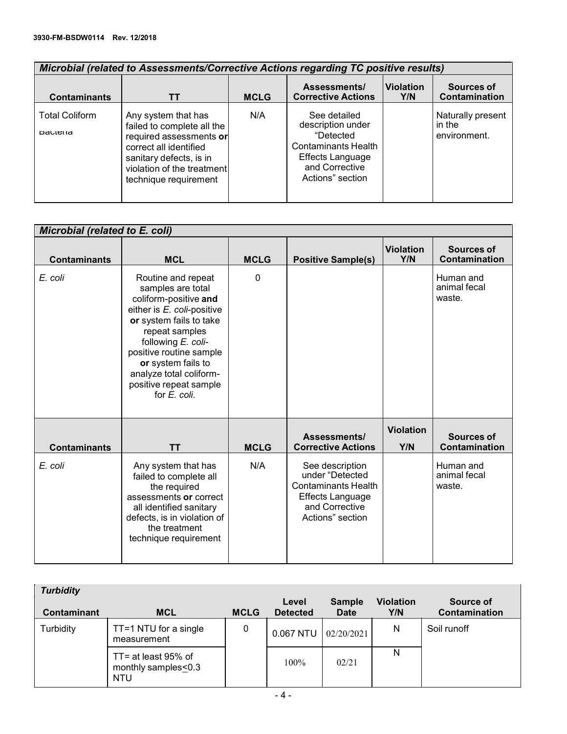| *Microbial (related to Assessments/Corrective Actions regarding TC positive results)* | | | | | |
|---|---|---|---|---|---|
| **Contaminants** | **TT** | **MCLG** | **Assessments/ Corrective Actions** | **Violation Y/N** | **Sources of Contamination** |
| Total Coliform Bacteria | Any system that has failed to complete all the required assessments **or** correct all identified sanitary defects, is in violation of the treatment technique requirement | N/A | See detailed description under "Detected Contaminants Health Effects Language and Corrective Actions" section | | Naturally present in the environment. |

| *Microbial (related to E. coli)* | | | | | |
|---|---|---|---|---|---|
| **Contaminants** | **MCL** | **MCLG** | **Positive Sample(s)** | **Violation Y/N** | **Sources of Contamination** |
| *E. coli* | Routine and repeat samples are total coliform-positive **and** either is *E. coli*-positive **or** system fails to take repeat samples following *E. coli*-positive routine sample **or** system fails to analyze total coliform-positive repeat sample for *E. coli.* | 0 | | | Human and animal fecal waste. |
| **Contaminants** | **TT** | **MCLG** | **Assessments/ Corrective Actions** | **Violation Y/N** | **Sources of Contamination** |
| *E. coli* | Any system that has failed to complete all the required assessments **or** correct all identified sanitary defects, is in violation of the treatment technique requirement | N/A | See description under "Detected Contaminants Health Effects Language and Corrective Actions" section | | Human and animal fecal waste. |

| *Turbidity* | | | | | | |
|---|---|---|---|---|---|---|
| **Contaminant** | **MCL** | **MCLG** | **Level Detected** | **Sample Date** | **Violation Y/N** | **Source of Contamination** |
| Turbidity | TT=1 NTU for a single measurement | 0 | 0.067 NTU | 02/20/2021 | N | Soil runoff |
| | TT= at least 95% of monthly samples≤0.3 NTU | | 100% | 02/21 | N | |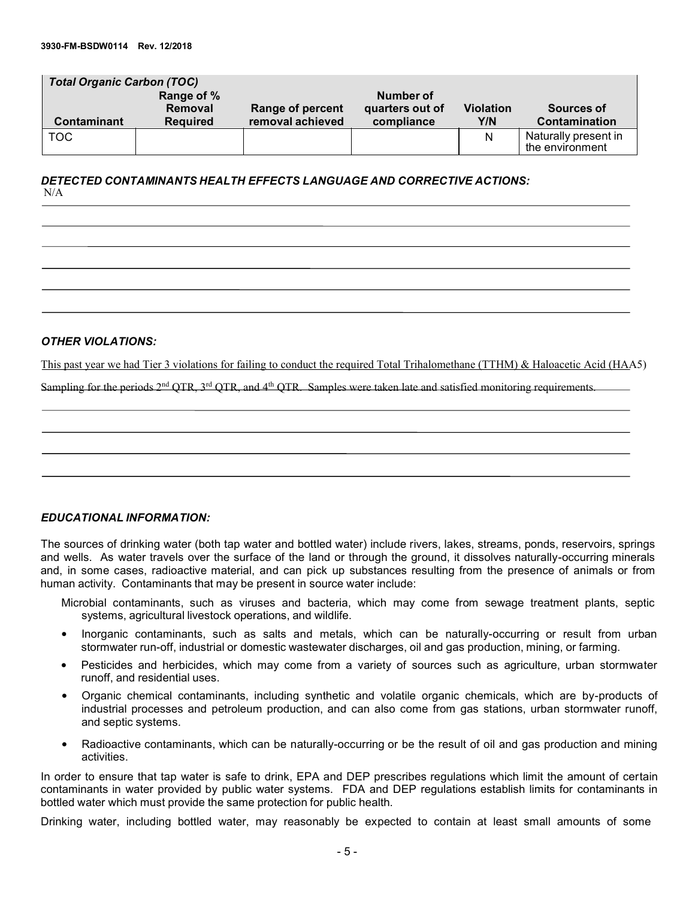***Total Organic Carbon (TOC)***

| Contaminant | Range of % Removal Required | Range of percent removal achieved | Number of quarters out of compliance | Violation Y/N | Sources of Contamination |
|---|---|---|---|---|---|
| TOC | | | | N | Naturally present in the environment |

***DETECTED CONTAMINANTS HEALTH EFFECTS LANGUAGE AND CORRECTIVE ACTIONS:***

N/A

***OTHER VIOLATIONS:***

This past year we had Tier 3 violations for failing to conduct the required Total Trihalomethane (TTHM) & Haloacetic Acid (HAA5) Sampling for the periods 2nd QTR, 3rd QTR, and 4th QTR. Samples were taken late and satisfied monitoring requirements.

***EDUCATIONAL INFORMATION:***

The sources of drinking water (both tap water and bottled water) include rivers, lakes, streams, ponds, reservoirs, springs and wells. As water travels over the surface of the land or through the ground, it dissolves naturally-occurring minerals and, in some cases, radioactive material, and can pick up substances resulting from the presence of animals or from human activity. Contaminants that may be present in source water include:

Microbial contaminants, such as viruses and bacteria, which may come from sewage treatment plants, septic systems, agricultural livestock operations, and wildlife.

- Inorganic contaminants, such as salts and metals, which can be naturally-occurring or result from urban stormwater run-off, industrial or domestic wastewater discharges, oil and gas production, mining, or farming.
- Pesticides and herbicides, which may come from a variety of sources such as agriculture, urban stormwater runoff, and residential uses.
- Organic chemical contaminants, including synthetic and volatile organic chemicals, which are by-products of industrial processes and petroleum production, and can also come from gas stations, urban stormwater runoff, and septic systems.
- Radioactive contaminants, which can be naturally-occurring or be the result of oil and gas production and mining activities.

In order to ensure that tap water is safe to drink, EPA and DEP prescribes regulations which limit the amount of certain contaminants in water provided by public water systems. FDA and DEP regulations establish limits for contaminants in bottled water which must provide the same protection for public health.

Drinking water, including bottled water, may reasonably be expected to contain at least small amounts of some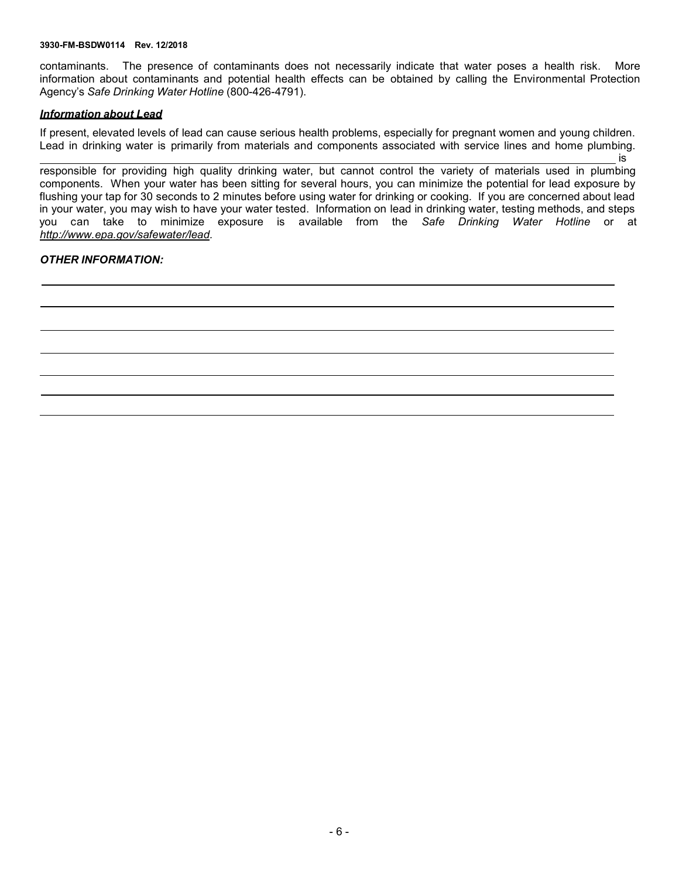contaminants. The presence of contaminants does not necessarily indicate that water poses a health risk. More information about contaminants and potential health effects can be obtained by calling the Environmental Protection Agency's *Safe Drinking Water Hotline* (800-426-4791).

***Information about Lead***

If present, elevated levels of lead can cause serious health problems, especially for pregnant women and young children. Lead in drinking water is primarily from materials and components associated with service lines and home plumbing. ________________________________________ is responsible for providing high quality drinking water, but cannot control the variety of materials used in plumbing components. When your water has been sitting for several hours, you can minimize the potential for lead exposure by flushing your tap for 30 seconds to 2 minutes before using water for drinking or cooking. If you are concerned about lead in your water, you may wish to have your water tested. Information on lead in drinking water, testing methods, and steps you can take to minimize exposure is available from the *Safe Drinking Water Hotline* or at *http://www.epa.gov/safewater/lead*.

***OTHER INFORMATION:***

________________________________________

________________________________________

________________________________________

________________________________________

________________________________________

________________________________________

________________________________________